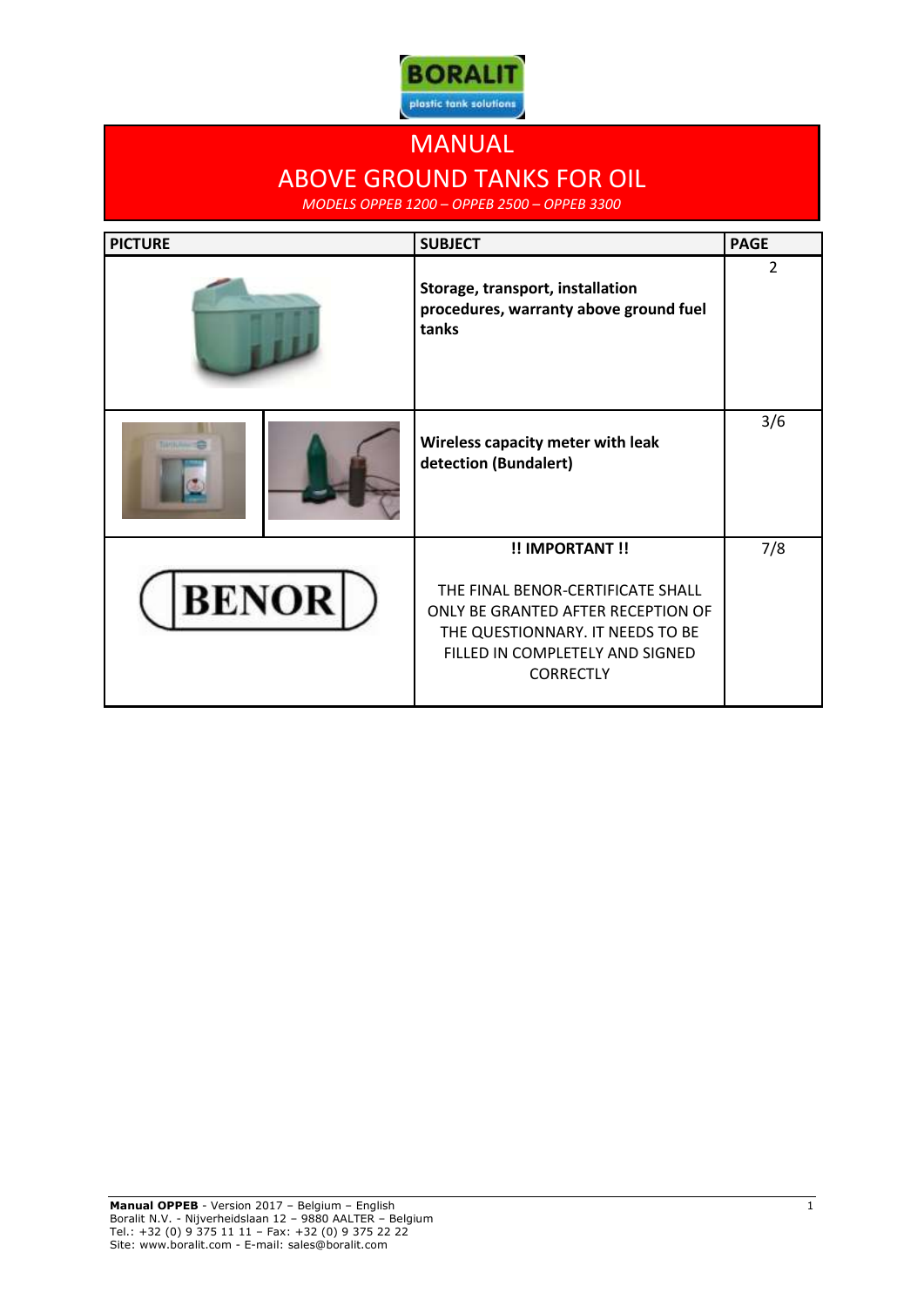BORALIT
plastic tank solutions

# MANUAL

## ABOVE GROUND TANKS FOR OIL

*MODELS OPPEB 1200 – OPPEB 2500 – OPPEB 3300*

| PICTURE | SUBJECT | PAGE |
|---|---|---|
| | **Storage, transport, installation procedures, warranty above ground fuel tanks** | 2 |
| | **Wireless capacity meter with leak detection (Bundalert)** | 3/6 |
| BENOR | **!! IMPORTANT !!** THE FINAL BENOR-CERTIFICATE SHALL ONLY BE GRANTED AFTER RECEPTION OF THE QUESTIONNARY. IT NEEDS TO BE FILLED IN COMPLETELY AND SIGNED CORRECTLY | 7/8 |

**Manual OPPEB** - Version 2017 – Belgium – English
Boralit N.V. - Nijverheidslaan 12 – 9880 AALTER – Belgium
Tel.: +32 (0) 9 375 11 11 – Fax: +32 (0) 9 375 22 22
Site: www.boralit.com - E-mail: sales@boralit.com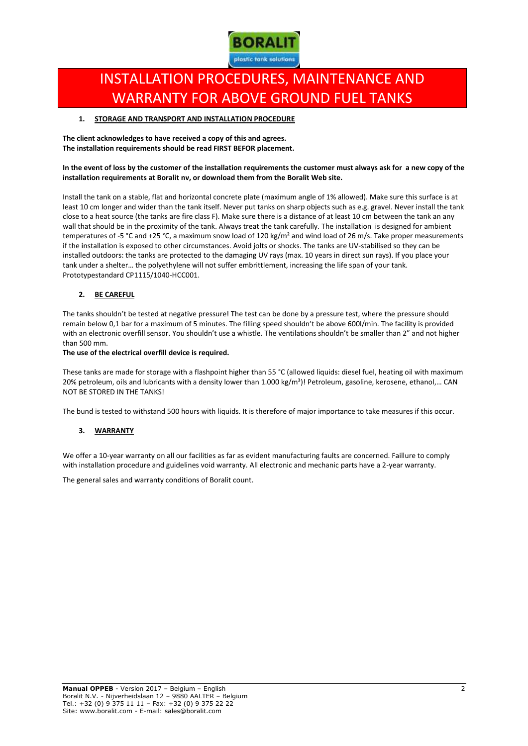# INSTALLATION PROCEDURES, MAINTENANCE AND WARRANTY FOR ABOVE GROUND FUEL TANKS

## 1. STORAGE AND TRANSPORT AND INSTALLATION PROCEDURE

**The client acknowledges to have received a copy of this and agrees.**
**The installation requirements should be read FIRST BEFOR placement.**

**In the event of loss by the customer of the installation requirements the customer must always ask for a new copy of the installation requirements at Boralit nv, or download them from the Boralit Web site.**

Install the tank on a stable, flat and horizontal concrete plate (maximum angle of 1% allowed). Make sure this surface is at least 10 cm longer and wider than the tank itself. Never put tanks on sharp objects such as e.g. gravel. Never install the tank close to a heat source (the tanks are fire class F). Make sure there is a distance of at least 10 cm between the tank an any wall that should be in the proximity of the tank. Always treat the tank carefully. The installation is designed for ambient temperatures of -5 °C and +25 °C, a maximum snow load of 120 kg/m² and wind load of 26 m/s. Take proper measurements if the installation is exposed to other circumstances. Avoid jolts or shocks. The tanks are UV-stabilised so they can be installed outdoors: the tanks are protected to the damaging UV rays (max. 10 years in direct sun rays). If you place your tank under a shelter… the polyethylene will not suffer embrittlement, increasing the life span of your tank. Prototypestandard CP1115/1040-HCC001.

## 2. BE CAREFUL

The tanks shouldn't be tested at negative pressure! The test can be done by a pressure test, where the pressure should remain below 0,1 bar for a maximum of 5 minutes. The filling speed shouldn't be above 600l/min. The facility is provided with an electronic overfill sensor. You shouldn't use a whistle. The ventilations shouldn't be smaller than 2" and not higher than 500 mm.
**The use of the electrical overfill device is required.**

These tanks are made for storage with a flashpoint higher than 55 °C (allowed liquids: diesel fuel, heating oil with maximum 20% petroleum, oils and lubricants with a density lower than 1.000 kg/m³)! Petroleum, gasoline, kerosene, ethanol,… CAN NOT BE STORED IN THE TANKS!

The bund is tested to withstand 500 hours with liquids. It is therefore of major importance to take measures if this occur.

## 3. WARRANTY

We offer a 10-year warranty on all our facilities as far as evident manufacturing faults are concerned. Faillure to comply with installation procedure and guidelines void warranty. All electronic and mechanic parts have a 2-year warranty.

The general sales and warranty conditions of Boralit count.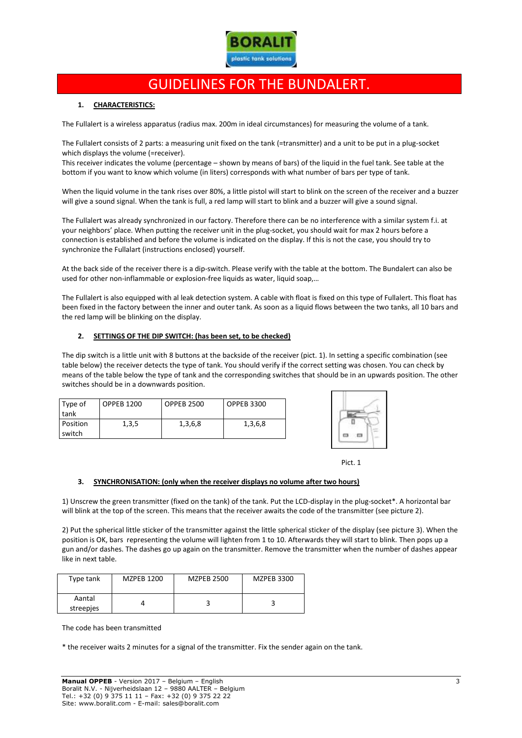# GUIDELINES FOR THE BUNDALERT.

## 1. CHARACTERISTICS:

The Fullalert is a wireless apparatus (radius max. 200m in ideal circumstances) for measuring the volume of a tank.

The Fullalert consists of 2 parts: a measuring unit fixed on the tank (=transmitter) and a unit to be put in a plug-socket which displays the volume (=receiver).
This receiver indicates the volume (percentage – shown by means of bars) of the liquid in the fuel tank. See table at the bottom if you want to know which volume (in liters) corresponds with what number of bars per type of tank.

When the liquid volume in the tank rises over 80%, a little pistol will start to blink on the screen of the receiver and a buzzer will give a sound signal. When the tank is full, a red lamp will start to blink and a buzzer will give a sound signal.

The Fullalert was already synchronized in our factory. Therefore there can be no interference with a similar system f.i. at your neighbors' place. When putting the receiver unit in the plug-socket, you should wait for max 2 hours before a connection is established and before the volume is indicated on the display. If this is not the case, you should try to synchronize the Fullalart (instructions enclosed) yourself.

At the back side of the receiver there is a dip-switch. Please verify with the table at the bottom. The Bundalert can also be used for other non-inflammable or explosion-free liquids as water, liquid soap,…

The Fullalert is also equipped with al leak detection system. A cable with float is fixed on this type of Fullalert. This float has been fixed in the factory between the inner and outer tank. As soon as a liquid flows between the two tanks, all 10 bars and the red lamp will be blinking on the display.

## 2. SETTINGS OF THE DIP SWITCH: (has been set, to be checked)

The dip switch is a little unit with 8 buttons at the backside of the receiver (pict. 1). In setting a specific combination (see table below) the receiver detects the type of tank. You should verify if the correct setting was chosen. You can check by means of the table below the type of tank and the corresponding switches that should be in an upwards position. The other switches should be in a downwards position.

| Type of tank | OPPEB 1200 | OPPEB 2500 | OPPEB 3300 |
|---|---|---|---|
| Position switch | 1,3,5 | 1,3,6,8 | 1,3,6,8 |

Pict. 1

## 3. SYNCHRONISATION: (only when the receiver displays no volume after two hours)

1) Unscrew the green transmitter (fixed on the tank) of the tank. Put the LCD-display in the plug-socket*. A horizontal bar will blink at the top of the screen. This means that the receiver awaits the code of the transmitter (see picture 2).

2) Put the spherical little sticker of the transmitter against the little spherical sticker of the display (see picture 3). When the position is OK, bars representing the volume will lighten from 1 to 10. Afterwards they will start to blink. Then pops up a gun and/or dashes. The dashes go up again on the transmitter. Remove the transmitter when the number of dashes appear like in next table.

| Type tank | MZPEB 1200 | MZPEB 2500 | MZPEB 3300 |
|---|---|---|---|
| Aantal streepjes | 4 | 3 | 3 |

The code has been transmitted

* the receiver waits 2 minutes for a signal of the transmitter. Fix the sender again on the tank.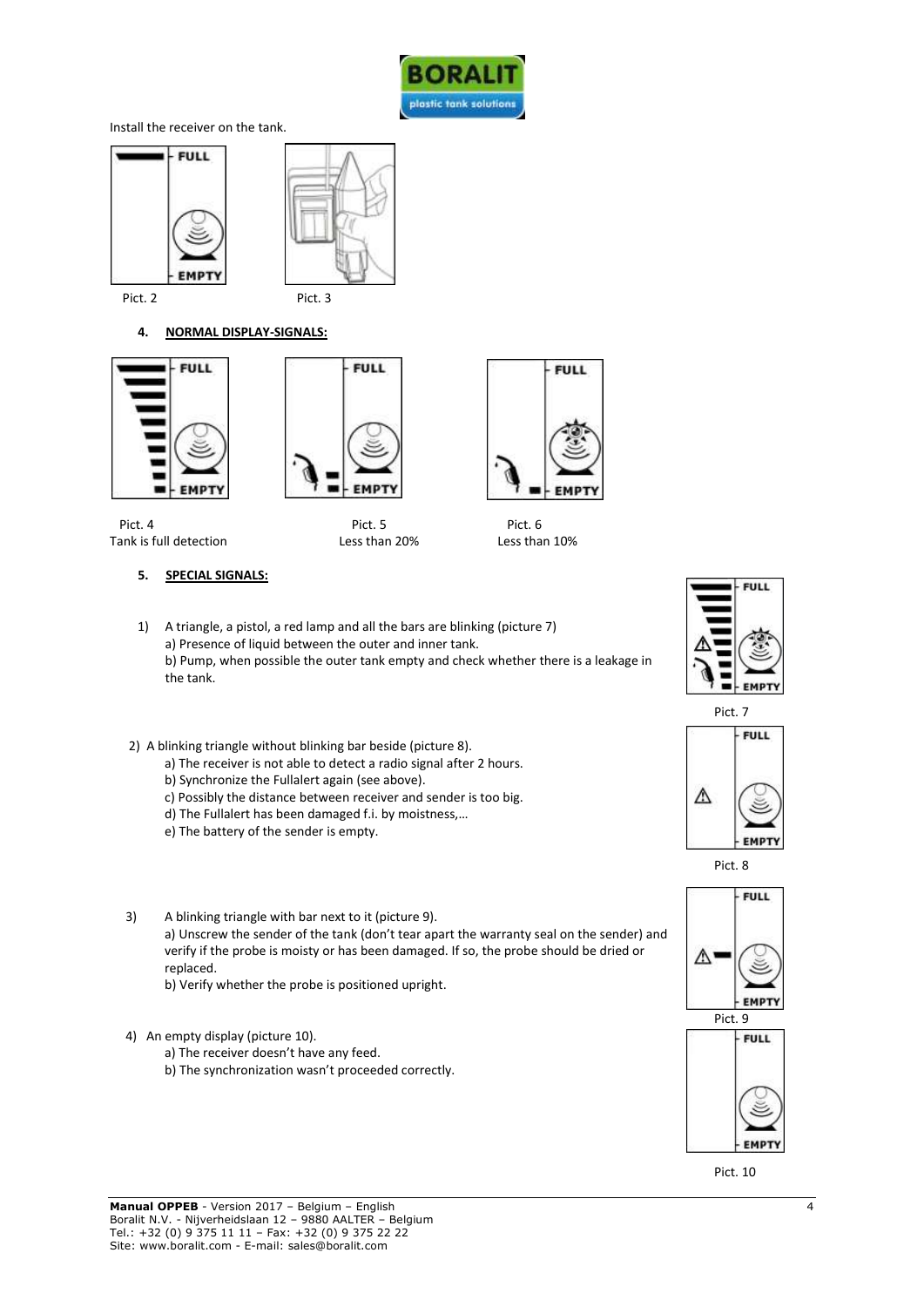Install the receiver on the tank.

Pict. 2

Pict. 3

## 4. NORMAL DISPLAY-SIGNALS:

Pict. 4
Tank is full detection

Pict. 5
Less than 20%

Pict. 6
Less than 10%

## 5. SPECIAL SIGNALS:

1) A triangle, a pistol, a red lamp and all the bars are blinking (picture 7)
   a) Presence of liquid between the outer and inner tank.
   b) Pump, when possible the outer tank empty and check whether there is a leakage in the tank.

Pict. 7

2) A blinking triangle without blinking bar beside (picture 8).
   a) The receiver is not able to detect a radio signal after 2 hours.
   b) Synchronize the Fullalert again (see above).
   c) Possibly the distance between receiver and sender is too big.
   d) The Fullalert has been damaged f.i. by moistness,…
   e) The battery of the sender is empty.

Pict. 8

3) A blinking triangle with bar next to it (picture 9).
   a) Unscrew the sender of the tank (don't tear apart the warranty seal on the sender) and verify if the probe is moisty or has been damaged. If so, the probe should be dried or replaced.
   b) Verify whether the probe is positioned upright.

Pict. 9

4) An empty display (picture 10).
   a) The receiver doesn't have any feed.
   b) The synchronization wasn't proceeded correctly.

Pict. 10

**Manual OPPEB** - Version 2017 – Belgium – English
Boralit N.V. - Nijverheidslaan 12 – 9880 AALTER – Belgium
Tel.: +32 (0) 9 375 11 11 – Fax: +32 (0) 9 375 22 22
Site: www.boralit.com - E-mail: sales@boralit.com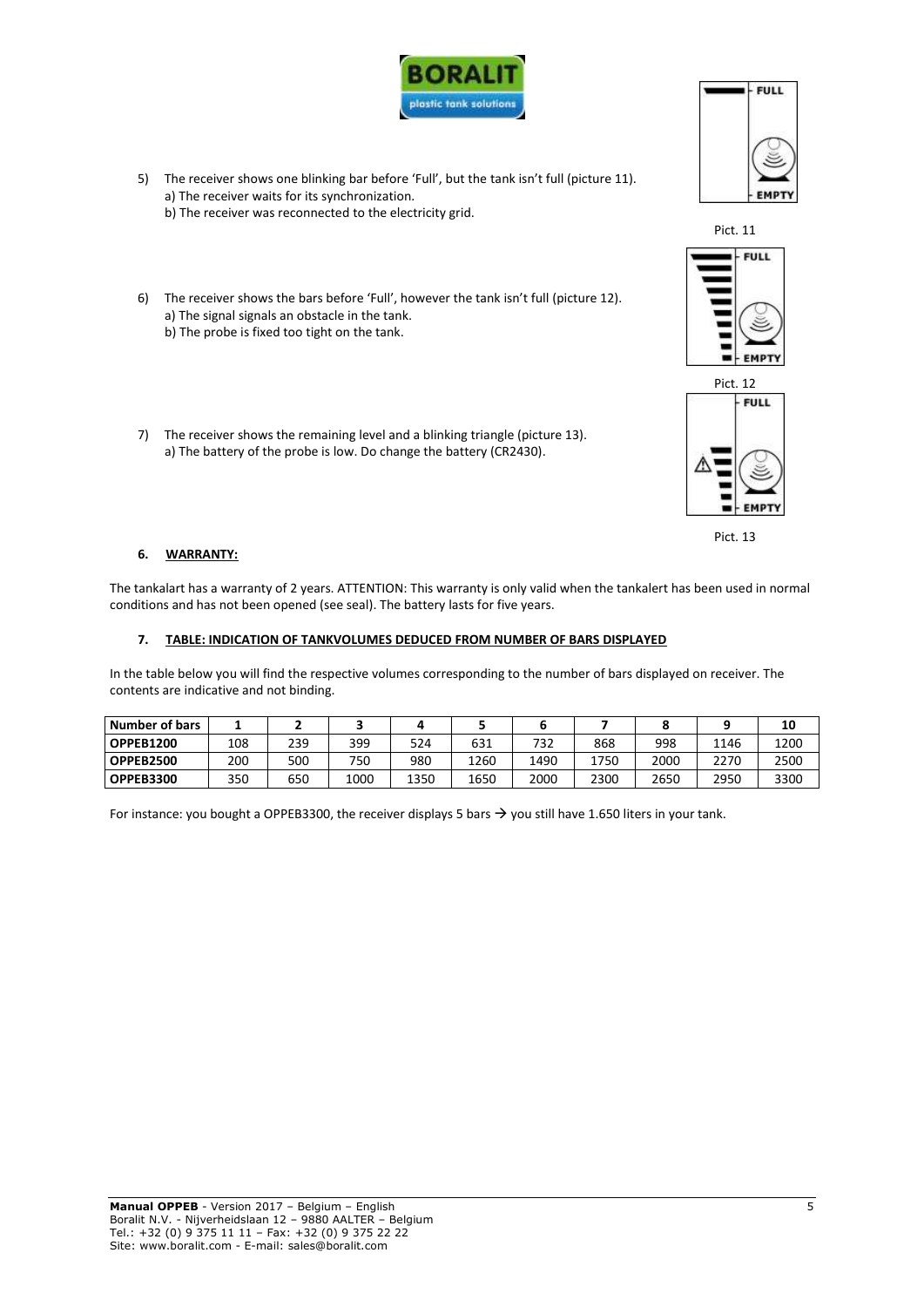5) The receiver shows one blinking bar before 'Full', but the tank isn't full (picture 11).
   a) The receiver waits for its synchronization.
   b) The receiver was reconnected to the electricity grid.

Pict. 11

6) The receiver shows the bars before 'Full', however the tank isn't full (picture 12).
   a) The signal signals an obstacle in the tank.
   b) The probe is fixed too tight on the tank.

Pict. 12

7) The receiver shows the remaining level and a blinking triangle (picture 13).
   a) The battery of the probe is low. Do change the battery (CR2430).

Pict. 13

## 6. WARRANTY:

The tankalart has a warranty of 2 years. ATTENTION: This warranty is only valid when the tankalert has been used in normal conditions and has not been opened (see seal). The battery lasts for five years.

## 7. TABLE: INDICATION OF TANKVOLUMES DEDUCED FROM NUMBER OF BARS DISPLAYED

In the table below you will find the respective volumes corresponding to the number of bars displayed on receiver. The contents are indicative and not binding.

| Number of bars | 1 | 2 | 3 | 4 | 5 | 6 | 7 | 8 | 9 | 10 |
|---|---|---|---|---|---|---|---|---|---|---|
| **OPPEB1200** | 108 | 239 | 399 | 524 | 631 | 732 | 868 | 998 | 1146 | 1200 |
| **OPPEB2500** | 200 | 500 | 750 | 980 | 1260 | 1490 | 1750 | 2000 | 2270 | 2500 |
| **OPPEB3300** | 350 | 650 | 1000 | 1350 | 1650 | 2000 | 2300 | 2650 | 2950 | 3300 |

For instance: you bought a OPPEB3300, the receiver displays 5 bars → you still have 1.650 liters in your tank.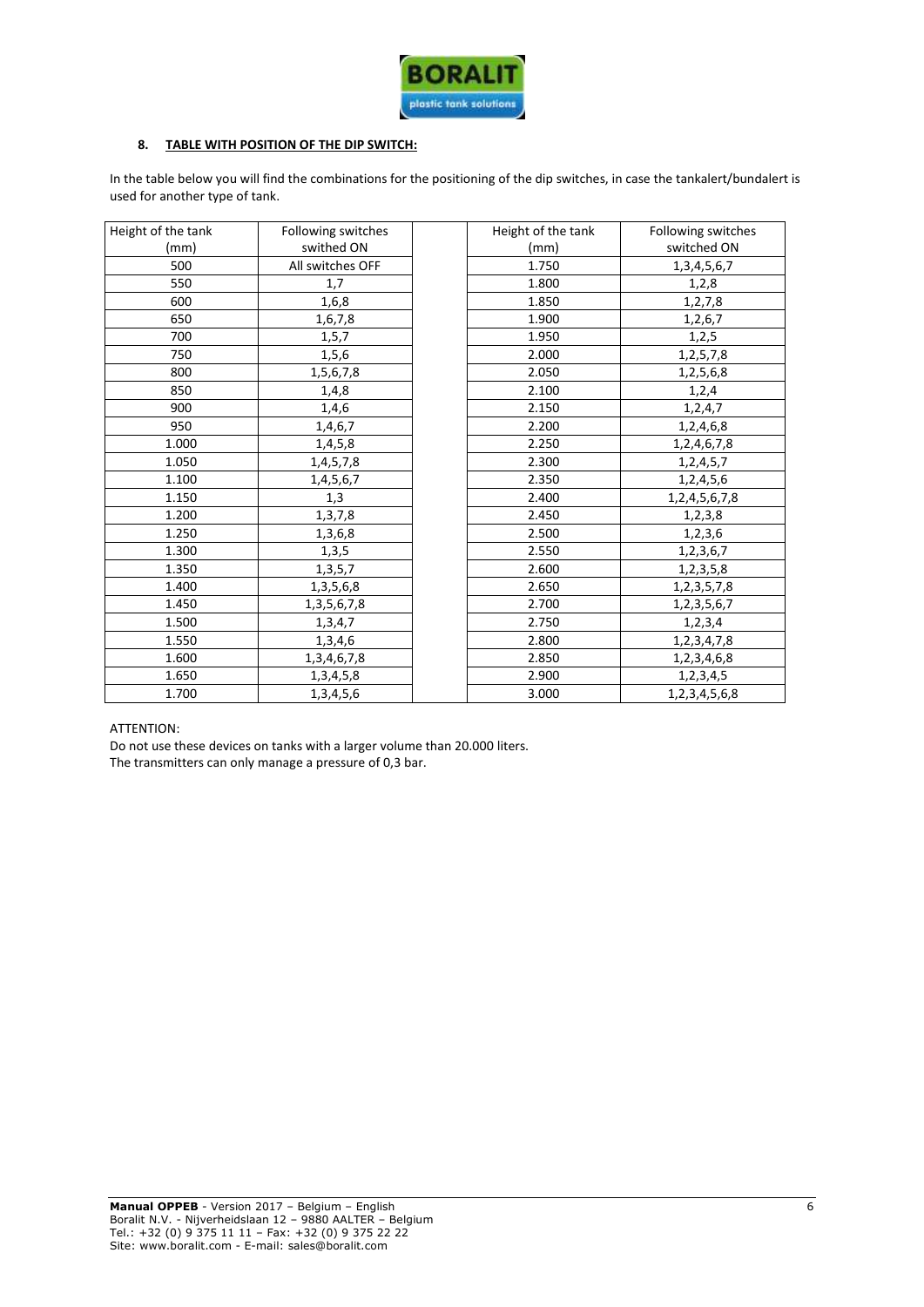## 8. TABLE WITH POSITION OF THE DIP SWITCH:

In the table below you will find the combinations for the positioning of the dip switches, in case the tankalert/bundalert is used for another type of tank.

| Height of the tank (mm) | Following switches swithed ON | | Height of the tank (mm) | Following switches switched ON |
|---|---|---|---|---|
| 500 | All switches OFF | | 1.750 | 1,3,4,5,6,7 |
| 550 | 1,7 | | 1.800 | 1,2,8 |
| 600 | 1,6,8 | | 1.850 | 1,2,7,8 |
| 650 | 1,6,7,8 | | 1.900 | 1,2,6,7 |
| 700 | 1,5,7 | | 1.950 | 1,2,5 |
| 750 | 1,5,6 | | 2.000 | 1,2,5,7,8 |
| 800 | 1,5,6,7,8 | | 2.050 | 1,2,5,6,8 |
| 850 | 1,4,8 | | 2.100 | 1,2,4 |
| 900 | 1,4,6 | | 2.150 | 1,2,4,7 |
| 950 | 1,4,6,7 | | 2.200 | 1,2,4,6,8 |
| 1.000 | 1,4,5,8 | | 2.250 | 1,2,4,6,7,8 |
| 1.050 | 1,4,5,7,8 | | 2.300 | 1,2,4,5,7 |
| 1.100 | 1,4,5,6,7 | | 2.350 | 1,2,4,5,6 |
| 1.150 | 1,3 | | 2.400 | 1,2,4,5,6,7,8 |
| 1.200 | 1,3,7,8 | | 2.450 | 1,2,3,8 |
| 1.250 | 1,3,6,8 | | 2.500 | 1,2,3,6 |
| 1.300 | 1,3,5 | | 2.550 | 1,2,3,6,7 |
| 1.350 | 1,3,5,7 | | 2.600 | 1,2,3,5,8 |
| 1.400 | 1,3,5,6,8 | | 2.650 | 1,2,3,5,7,8 |
| 1.450 | 1,3,5,6,7,8 | | 2.700 | 1,2,3,5,6,7 |
| 1.500 | 1,3,4,7 | | 2.750 | 1,2,3,4 |
| 1.550 | 1,3,4,6 | | 2.800 | 1,2,3,4,7,8 |
| 1.600 | 1,3,4,6,7,8 | | 2.850 | 1,2,3,4,6,8 |
| 1.650 | 1,3,4,5,8 | | 2.900 | 1,2,3,4,5 |
| 1.700 | 1,3,4,5,6 | | 3.000 | 1,2,3,4,5,6,8 |

ATTENTION:

Do not use these devices on tanks with a larger volume than 20.000 liters.
The transmitters can only manage a pressure of 0,3 bar.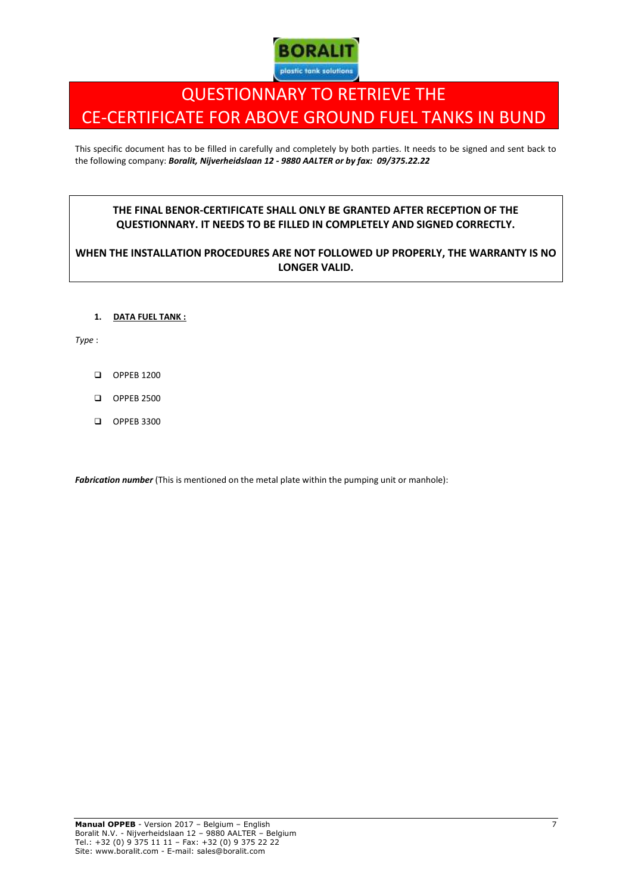# QUESTIONNARY TO RETRIEVE THE CE-CERTIFICATE FOR ABOVE GROUND FUEL TANKS IN BUND

This specific document has to be filled in carefully and completely by both parties. It needs to be signed and sent back to the following company: ***Boralit, Nijverheidslaan 12 - 9880 AALTER or by fax: 09/375.22.22***

**THE FINAL BENOR-CERTIFICATE SHALL ONLY BE GRANTED AFTER RECEPTION OF THE QUESTIONNARY. IT NEEDS TO BE FILLED IN COMPLETELY AND SIGNED CORRECTLY.**

**WHEN THE INSTALLATION PROCEDURES ARE NOT FOLLOWED UP PROPERLY, THE WARRANTY IS NO LONGER VALID.**

1. **DATA FUEL TANK :**

*Type* :

- ☐ OPPEB 1200
- ☐ OPPEB 2500
- ☐ OPPEB 3300

***Fabrication number*** (This is mentioned on the metal plate within the pumping unit or manhole):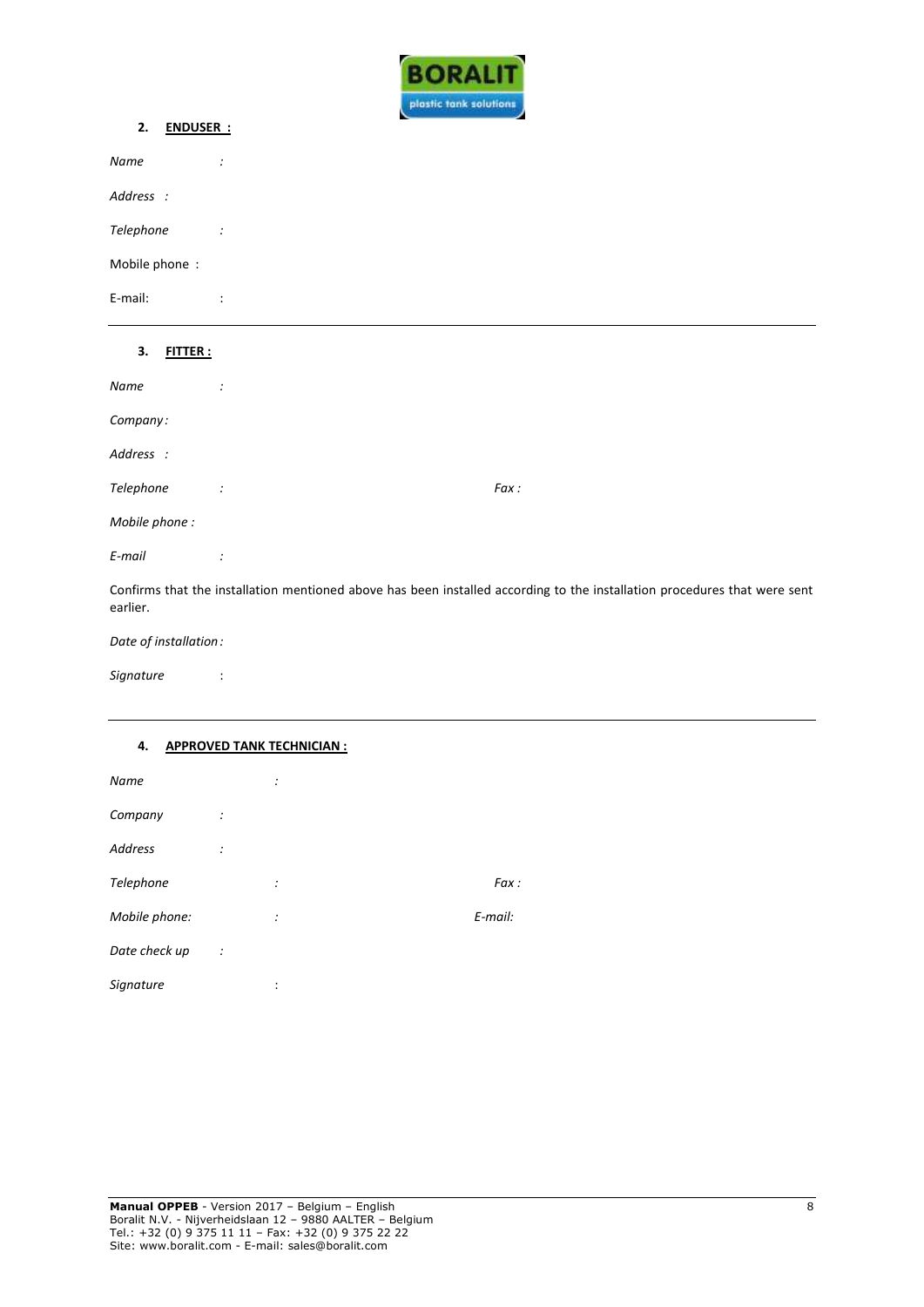## 2. ENDUSER :

*Name* :

*Address* :

*Telephone* :

Mobile phone :

E-mail: :

---

## 3. FITTER :

*Name* :

*Company* :

*Address* :

*Telephone* : *Fax :*

*Mobile phone :*

*E-mail* :

Confirms that the installation mentioned above has been installed according to the installation procedures that were sent earlier.

*Date of installation :*

*Signature* :

---

## 4. APPROVED TANK TECHNICIAN :

*Name* :

*Company* :

*Address* :

*Telephone* : *Fax :*

*Mobile phone:* : *E-mail:*

*Date check up* :

*Signature* :

**Manual OPPEB** - Version 2017 – Belgium – English
Boralit N.V. - Nijverheidslaan 12 – 9880 AALTER – Belgium
Tel.: +32 (0) 9 375 11 11 – Fax: +32 (0) 9 375 22 22
Site: www.boralit.com - E-mail: sales@boralit.com